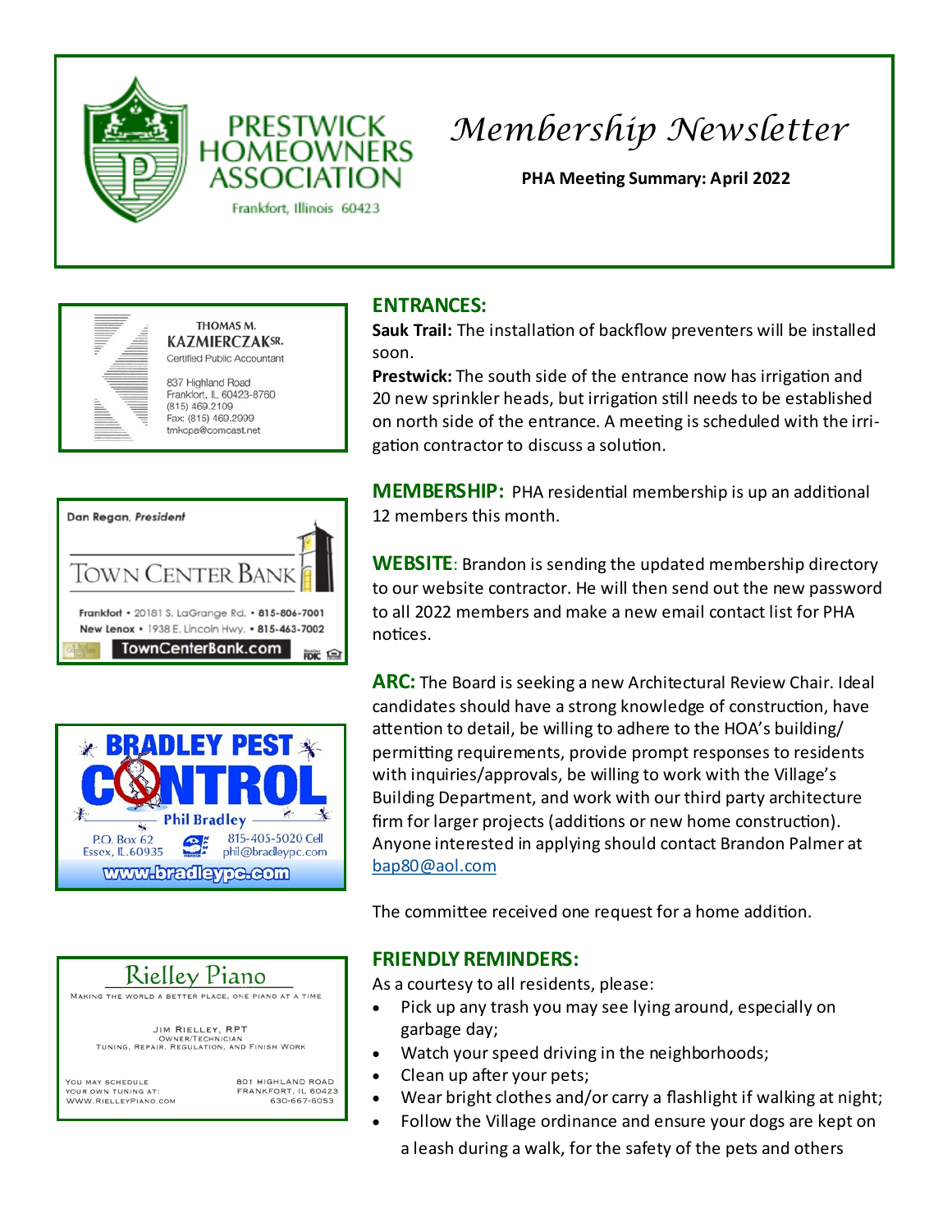# PRESTWICK HOMEOWNERS ASSOCIATION

Frankfort, Illinois 60423

# Membership Newsletter

**PHA Meeting Summary: April 2022**

THOMAS M. KAZMIERCZAK SR.
Certified Public Accountant
837 Highland Road
Frankfort, IL 60423-8760
(815) 469.2109
Fax: (815) 469.2999
tmkcpa@comcast.net

Dan Regan, *President*
TOWN CENTER BANK
Frankfort • 20181 S. LaGrange Rd. • 815-806-7001
New Lenox • 1938 E. Lincoln Hwy. • 815-463-7002
TownCenterBank.com

BRADLEY PEST CONTROL
Phil Bradley
P.O. Box 62
Essex, IL 60935
815-405-5020 Cell
phil@bradleypc.com
www.bradleypc.com

Rielley Piano
Making the world a better place, one piano at a time
Jim Rielley, RPT
Owner/Technician
Tuning, Repair, Regulation, and Finish Work
You may schedule your own tuning at: www.RielleyPiano.com
801 Highland Road
Frankfort, IL 60423
630-667-6053

## ENTRANCES:

**Sauk Trail:** The installation of backflow preventers will be installed soon.

**Prestwick:** The south side of the entrance now has irrigation and 20 new sprinkler heads, but irrigation still needs to be established on north side of the entrance. A meeting is scheduled with the irrigation contractor to discuss a solution.

**MEMBERSHIP:** PHA residential membership is up an additional 12 members this month.

**WEBSITE**: Brandon is sending the updated membership directory to our website contractor. He will then send out the new password to all 2022 members and make a new email contact list for PHA notices.

**ARC:** The Board is seeking a new Architectural Review Chair. Ideal candidates should have a strong knowledge of construction, have attention to detail, be willing to adhere to the HOA's building/permitting requirements, provide prompt responses to residents with inquiries/approvals, be willing to work with the Village's Building Department, and work with our third party architecture firm for larger projects (additions or new home construction). Anyone interested in applying should contact Brandon Palmer at bap80@aol.com

The committee received one request for a home addition.

## FRIENDLY REMINDERS:

As a courtesy to all residents, please:

- Pick up any trash you may see lying around, especially on garbage day;
- Watch your speed driving in the neighborhoods;
- Clean up after your pets;
- Wear bright clothes and/or carry a flashlight if walking at night;
- Follow the Village ordinance and ensure your dogs are kept on a leash during a walk, for the safety of the pets and others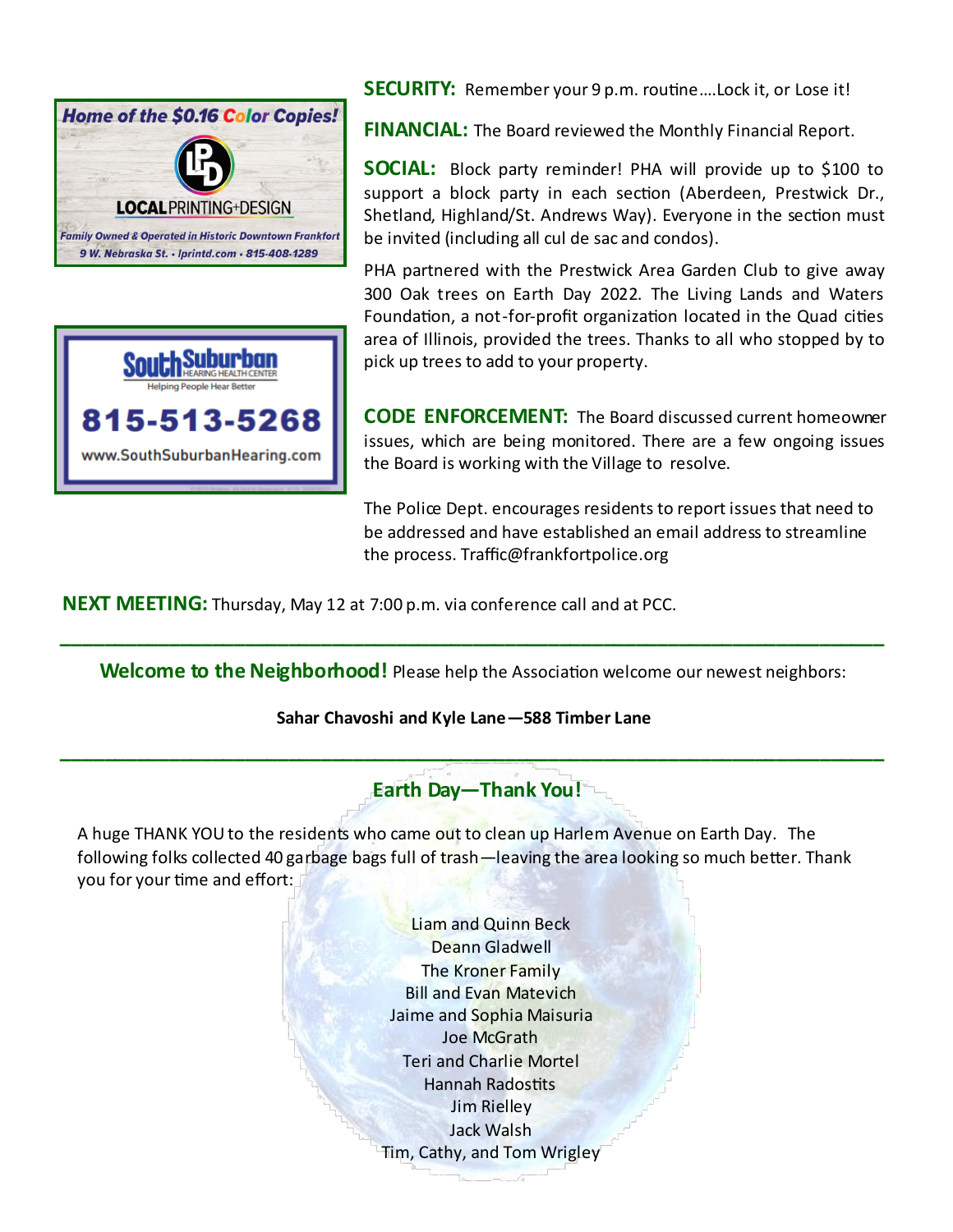Home of the $0.16 Color Copies!

LOCAL PRINTING+DESIGN

Family Owned & Operated in Historic Downtown Frankfort

9 W. Nebraska St. • lprintd.com • 815-408-1289

South Suburban HEARING HEALTH CENTER

Helping People Hear Better

815-513-5268

www.SouthSuburbanHearing.com

**SECURITY:** Remember your 9 p.m. routine….Lock it, or Lose it!

**FINANCIAL:** The Board reviewed the Monthly Financial Report.

**SOCIAL:** Block party reminder! PHA will provide up to $100 to support a block party in each section (Aberdeen, Prestwick Dr., Shetland, Highland/St. Andrews Way). Everyone in the section must be invited (including all cul de sac and condos).

PHA partnered with the Prestwick Area Garden Club to give away 300 Oak trees on Earth Day 2022. The Living Lands and Waters Foundation, a not-for-profit organization located in the Quad cities area of Illinois, provided the trees. Thanks to all who stopped by to pick up trees to add to your property.

**CODE ENFORCEMENT:** The Board discussed current homeowner issues, which are being monitored. There are a few ongoing issues the Board is working with the Village to resolve.

The Police Dept. encourages residents to report issues that need to be addressed and have established an email address to streamline the process. Traffic@frankfortpolice.org

**NEXT MEETING:** Thursday, May 12 at 7:00 p.m. via conference call and at PCC.

---

**Welcome to the Neighborhood!** Please help the Association welcome our newest neighbors:

**Sahar Chavoshi and Kyle Lane—588 Timber Lane**

---

## Earth Day—Thank You!

A huge THANK YOU to the residents who came out to clean up Harlem Avenue on Earth Day. The following folks collected 40 garbage bags full of trash—leaving the area looking so much better. Thank you for your time and effort:

Liam and Quinn Beck
Deann Gladwell
The Kroner Family
Bill and Evan Matevich
Jaime and Sophia Maisuria
Joe McGrath
Teri and Charlie Mortel
Hannah Radostits
Jim Rielley
Jack Walsh
Tim, Cathy, and Tom Wrigley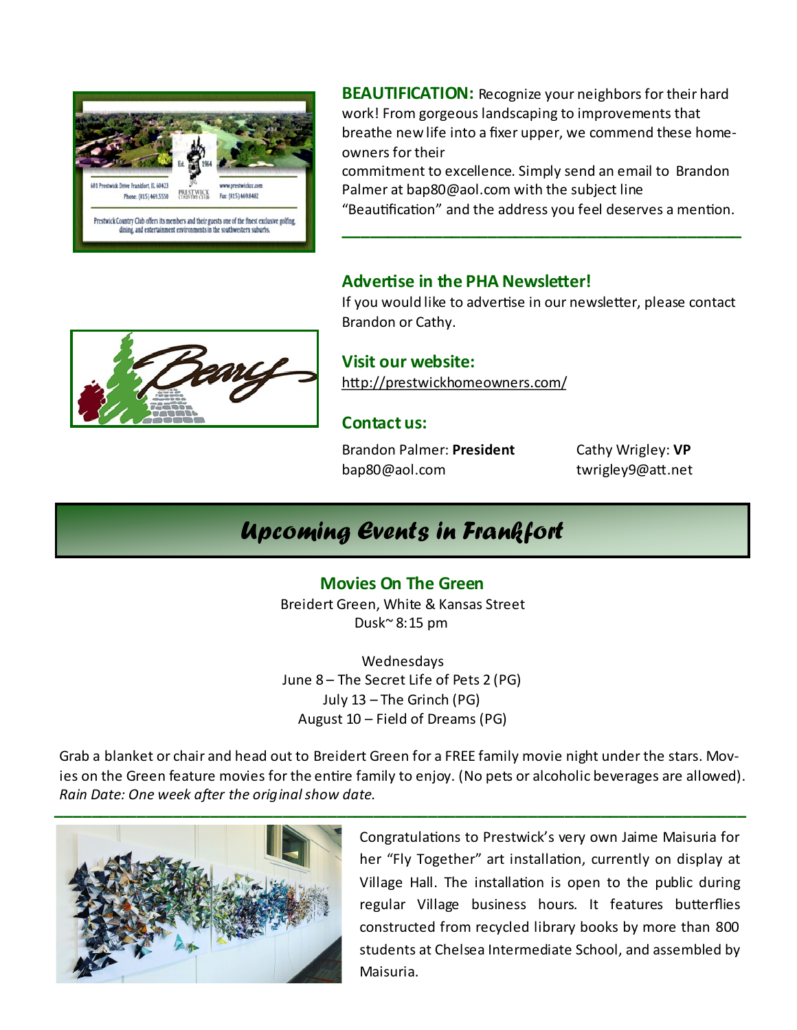**BEAUTIFICATION:** Recognize your neighbors for their hard work! From gorgeous landscaping to improvements that breathe new life into a fixer upper, we commend these home-owners for their commitment to excellence. Simply send an email to Brandon Palmer at bap80@aol.com with the subject line "Beautification" and the address you feel deserves a mention.

---

## Advertise in the PHA Newsletter!

If you would like to advertise in our newsletter, please contact Brandon or Cathy.

## Visit our website:

http://prestwickhomeowners.com/

## Contact us:

Brandon Palmer: **President**
bap80@aol.com

Cathy Wrigley: **VP**
twrigley9@att.net

# Upcoming Events in Frankfort

## Movies On The Green

Breidert Green, White & Kansas Street
Dusk~ 8:15 pm

Wednesdays
June 8 – The Secret Life of Pets 2 (PG)
July 13 – The Grinch (PG)
August 10 – Field of Dreams (PG)

Grab a blanket or chair and head out to Breidert Green for a FREE family movie night under the stars. Movies on the Green feature movies for the entire family to enjoy. (No pets or alcoholic beverages are allowed). *Rain Date: One week after the original show date.*

---

Congratulations to Prestwick's very own Jaime Maisuria for her "Fly Together" art installation, currently on display at Village Hall. The installation is open to the public during regular Village business hours. It features butterflies constructed from recycled library books by more than 800 students at Chelsea Intermediate School, and assembled by Maisuria.